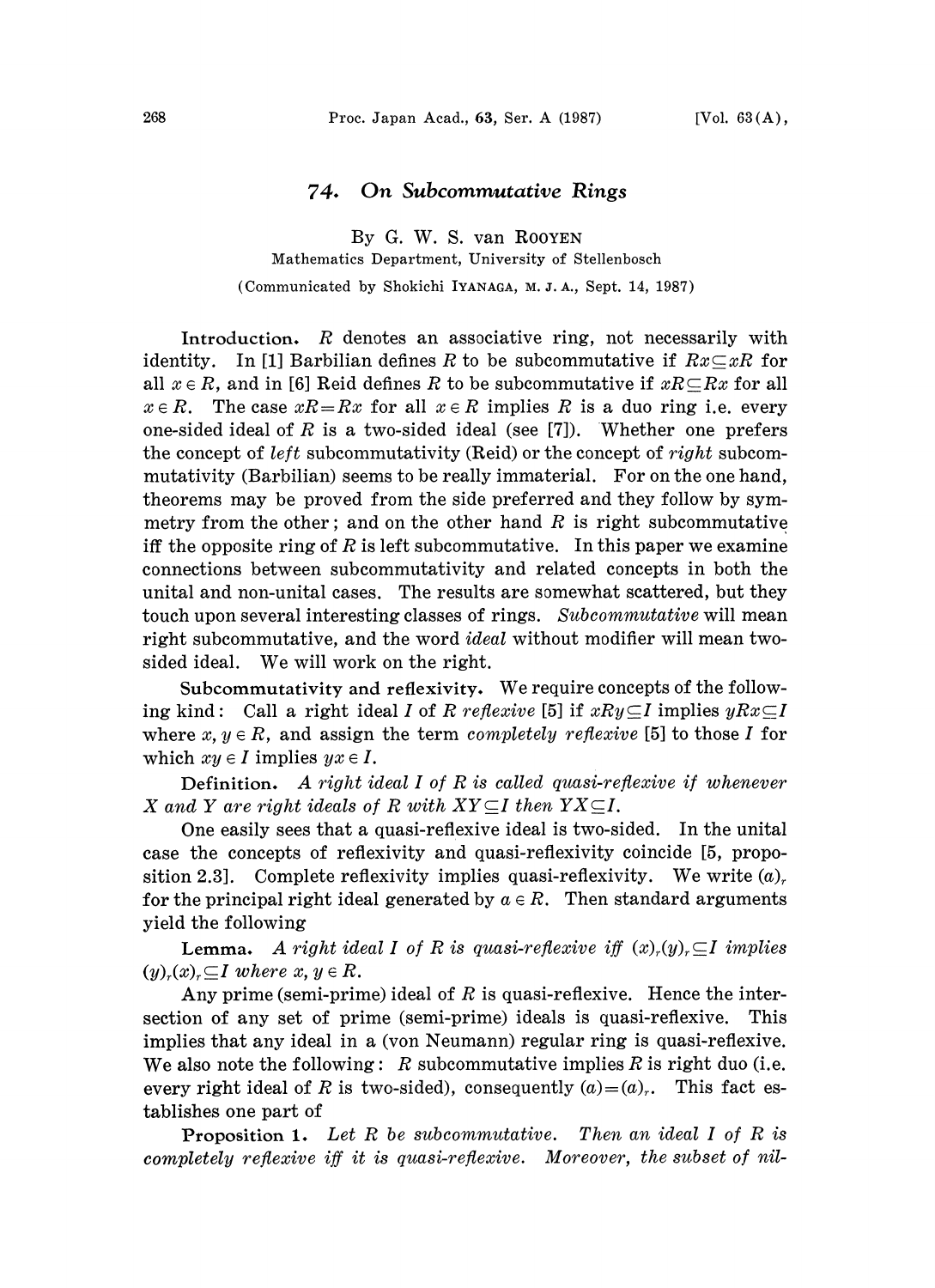# 74. On Subcommutative Rings

By G. W. S. van ROOYEN

Mathematics Department, University of Stellenbosch

(Communicated by Shokichi IYANAGA, M. J. A., Sept. 14, 1987)

**Introduction.** $R$ denotes an associative ring, not necessarily with identity. In [1] Barbilian defines $R$ to be subcommutative if $Rx \subseteq xR$ for all $x \in R$, and in [6] Reid defines $R$ to be subcommutative if $xR \subseteq Rx$ for all $x \in R$. The case $xR = Rx$ for all $x \in R$ implies $R$ is a duo ring i.e. every one-sided ideal of $R$ is a two-sided ideal (see [7]). Whether one prefers the concept of *left* subcommutativity (Reid) or the concept of *right* subcommutativity (Barbilian) seems to be really immaterial. For on the one hand, theorems may be proved from the side preferred and they follow by symmetry from the other; and on the other hand $R$ is right subcommutative iff the opposite ring of $R$ is left subcommutative. In this paper we examine connections between subcommutativity and related concepts in both the unital and non-unital cases. The results are somewhat scattered, but they touch upon several interesting classes of rings. *Subcommutative* will mean right subcommutative, and the word *ideal* without modifier will mean two-sided ideal. We will work on the right.

**Subcommutativity and reflexivity.** We require concepts of the following kind: Call a right ideal $I$ of $R$ *reflexive* [5] if $xRy \subseteq I$ implies $yRx \subseteq I$ where $x, y \in R$, and assign the term *completely reflexive* [5] to those $I$ for which $xy \in I$ implies $yx \in I$.

**Definition.** *A right ideal $I$ of $R$ is called quasi-reflexive if whenever $X$ and $Y$ are right ideals of $R$ with $XY \subseteq I$ then $YX \subseteq I$.*

One easily sees that a quasi-reflexive ideal is two-sided. In the unital case the concepts of reflexivity and quasi-reflexivity coincide [5, proposition 2.3]. Complete reflexivity implies quasi-reflexivity. We write $(a)_r$ for the principal right ideal generated by $a \in R$. Then standard arguments yield the following

**Lemma.** *A right ideal $I$ of $R$ is quasi-reflexive iff $(x)_r(y)_r \subseteq I$ implies $(y)_r(x)_r \subseteq I$ where $x, y \in R$.*

Any prime (semi-prime) ideal of $R$ is quasi-reflexive. Hence the intersection of any set of prime (semi-prime) ideals is quasi-reflexive. This implies that any ideal in a (von Neumann) regular ring is quasi-reflexive. We also note the following: $R$ subcommutative implies $R$ is right duo (i.e. every right ideal of $R$ is two-sided), consequently $(a) = (a)_r$. This fact establishes one part of

**Proposition 1.** *Let $R$ be subcommutative. Then an ideal $I$ of $R$ is completely reflexive iff it is quasi-reflexive. Moreover, the subset of nil-*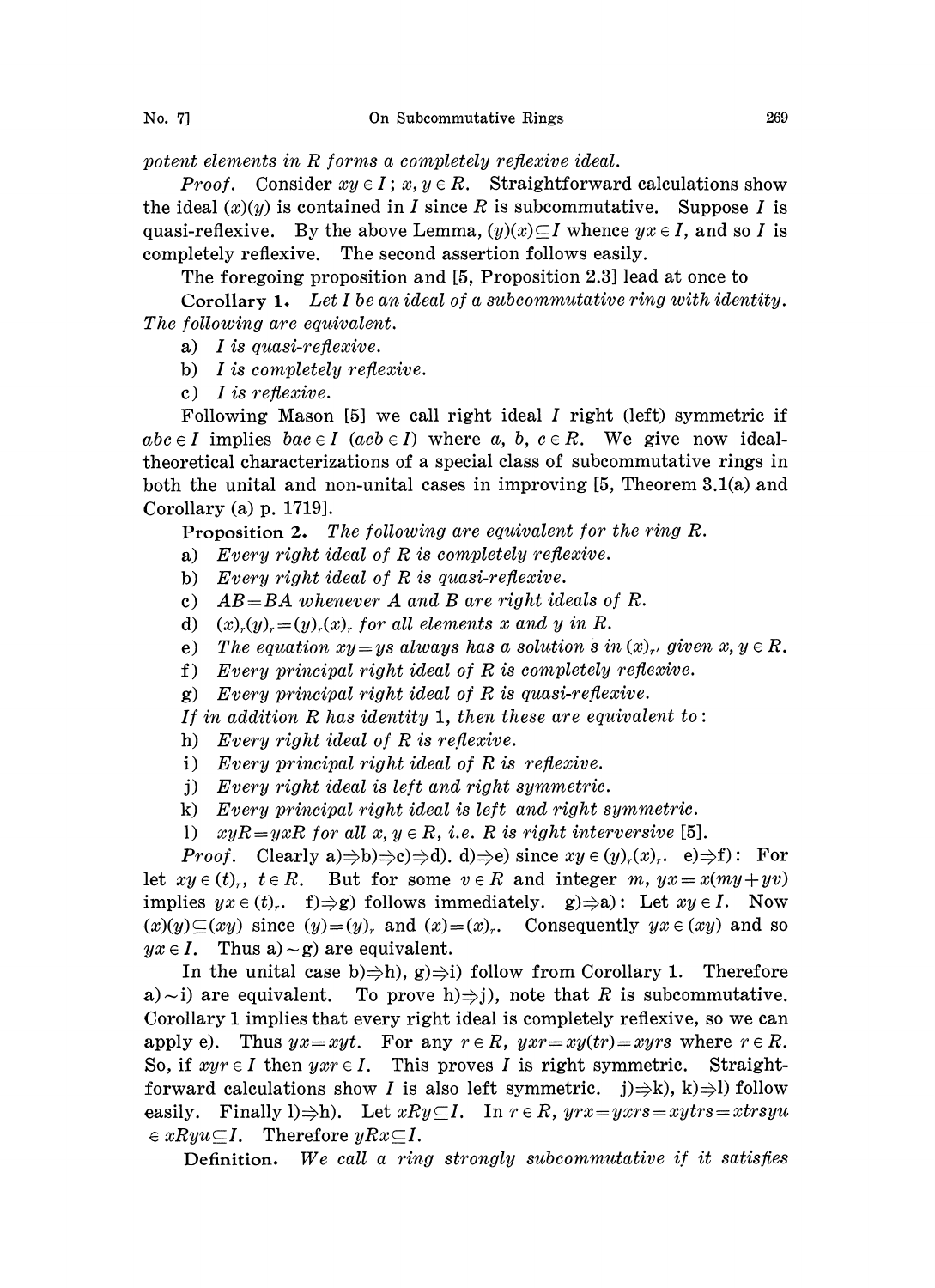*potent elements in R forms a completely reflexive ideal.*

*Proof.* Consider $xy \in I$; $x, y \in R$. Straightforward calculations show the ideal $(x)(y)$ is contained in $I$ since $R$ is subcommutative. Suppose $I$ is quasi-reflexive. By the above Lemma, $(y)(x) \subseteq I$ whence $yx \in I$, and so $I$ is completely reflexive. The second assertion follows easily.

The foregoing proposition and [5, Proposition 2.3] lead at once to

**Corollary 1.** *Let I be an ideal of a subcommutative ring with identity. The following are equivalent.*

a) *I is quasi-reflexive.*

b) *I is completely reflexive.*

c) *I is reflexive.*

Following Mason [5] we call right ideal $I$ right (left) symmetric if $abc \in I$ implies $bac \in I$ ($acb \in I$) where $a, b, c \in R$. We give now ideal-theoretical characterizations of a special class of subcommutative rings in both the unital and non-unital cases in improving [5, Theorem 3.1(a) and Corollary (a) p. 1719].

**Proposition 2.** *The following are equivalent for the ring R.*

a) *Every right ideal of R is completely reflexive.*

b) *Every right ideal of R is quasi-reflexive.*

c) *$AB = BA$ whenever A and B are right ideals of R.*

d) *$(x)_r(y)_r = (y)_r(x)_r$ for all elements x and y in R.*

e) *The equation $xy = ys$ always has a solution s in $(x)_r$, given $x, y \in R$.*

f) *Every principal right ideal of R is completely reflexive.*

g) *Every principal right ideal of R is quasi-reflexive.*

*If in addition R has identity 1, then these are equivalent to:*

h) *Every right ideal of R is reflexive.*

i) *Every principal right ideal of R is reflexive.*

j) *Every right ideal is left and right symmetric.*

k) *Every principal right ideal is left and right symmetric.*

l) *$xyR = yxR$ for all $x, y \in R$, i.e. R is right interversive [5].*

*Proof.* Clearly a)$\Rightarrow$b)$\Rightarrow$c)$\Rightarrow$d). d)$\Rightarrow$e) since $xy \in (y)_r(x)_r$. e)$\Rightarrow$f): For let $xy \in (t)_r$, $t \in R$. But for some $v \in R$ and integer $m$, $yx = x(my + yv)$ implies $yx \in (t)_r$. f)$\Rightarrow$g) follows immediately. g)$\Rightarrow$a): Let $xy \in I$. Now $(x)(y) \subseteq (xy)$ since $(y) = (y)_r$ and $(x) = (x)_r$. Consequently $yx \in (xy)$ and so $yx \in I$. Thus a)$\sim$g) are equivalent.

In the unital case b)$\Rightarrow$h), g)$\Rightarrow$i) follow from Corollary 1. Therefore a)$\sim$i) are equivalent. To prove h)$\Rightarrow$j), note that $R$ is subcommutative. Corollary 1 implies that every right ideal is completely reflexive, so we can apply e). Thus $yx = xyt$. For any $r \in R$, $yxr = xy(tr) = xyrs$ where $r \in R$. So, if $xyr \in I$ then $yxr \in I$. This proves $I$ is right symmetric. Straightforward calculations show $I$ is also left symmetric. j)$\Rightarrow$k), k)$\Rightarrow$l) follow easily. Finally l)$\Rightarrow$h). Let $xRy \subseteq I$. In $r \in R$, $yrx = yxrs = xytrs = xtrsyu \in xRyu \subseteq I$. Therefore $yRx \subseteq I$.

**Definition.** *We call a ring strongly subcommutative if it satisfies*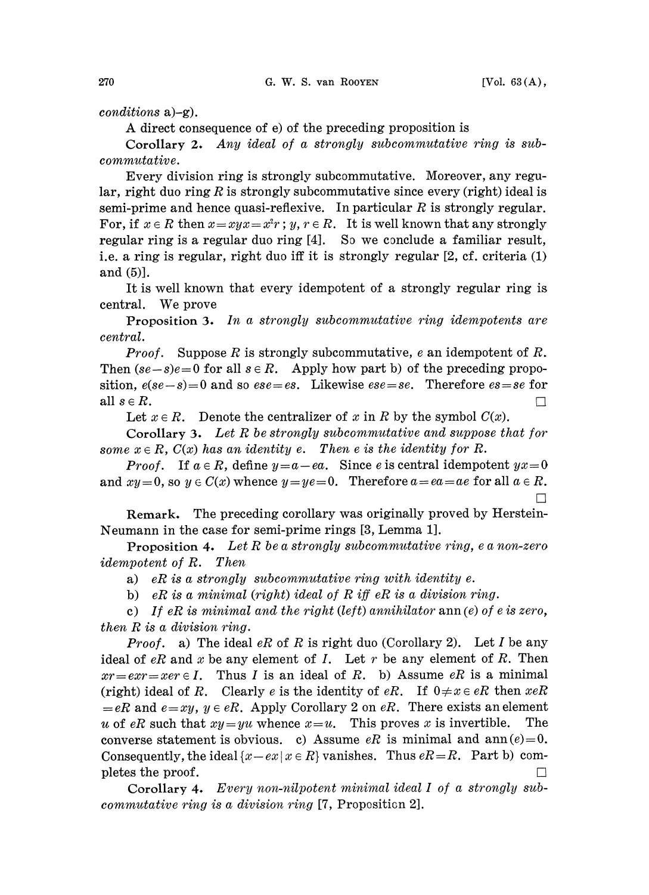*conditions* a)–g).

A direct consequence of e) of the preceding proposition is

**Corollary 2.** *Any ideal of a strongly subcommutative ring is subcommutative.*

Every division ring is strongly subcommutative. Moreover, any regular, right duo ring $R$ is strongly subcommutative since every (right) ideal is semi-prime and hence quasi-reflexive. In particular $R$ is strongly regular. For, if $x \in R$ then $x = xyx = x^2r$ ; $y, r \in R$. It is well known that any strongly regular ring is a regular duo ring [4]. So we conclude a familiar result, i.e. a ring is regular, right duo iff it is strongly regular [2, cf. criteria (1) and (5)].

It is well known that every idempotent of a strongly regular ring is central. We prove

**Proposition 3.** *In a strongly subcommutative ring idempotents are central.*

*Proof.* Suppose $R$ is strongly subcommutative, $e$ an idempotent of $R$. Then $(se - s)e = 0$ for all $s \in R$. Apply how part b) of the preceding proposition, $e(se - s) = 0$ and so $ese = es$. Likewise $ese = se$. Therefore $es = se$ for all $s \in R$. □

Let $x \in R$. Denote the centralizer of $x$ in $R$ by the symbol $C(x)$.

**Corollary 3.** *Let $R$ be strongly subcommutative and suppose that for some $x \in R$, $C(x)$ has an identity $e$. Then $e$ is the identity for $R$.*

*Proof.* If $a \in R$, define $y = a - ea$. Since $e$ is central idempotent $yx = 0$ and $xy = 0$, so $y \in C(x)$ whence $y = ye = 0$. Therefore $a = ea = ae$ for all $a \in R$. □

**Remark.** The preceding corollary was originally proved by Herstein-Neumann in the case for semi-prime rings [3, Lemma 1].

**Proposition 4.** *Let $R$ be a strongly subcommutative ring, $e$ a non-zero idempotent of $R$. Then*

a) *$eR$ is a strongly subcommutative ring with identity $e$.*

b) *$eR$ is a minimal (right) ideal of $R$ iff $eR$ is a division ring.*

c) *If $eR$ is minimal and the right (left) annihilator $\operatorname{ann}(e)$ of $e$ is zero, then $R$ is a division ring.*

*Proof.* a) The ideal $eR$ of $R$ is right duo (Corollary 2). Let $I$ be any ideal of $eR$ and $x$ be any element of $I$. Let $r$ be any element of $R$. Then $xr = exr = xer \in I$. Thus $I$ is an ideal of $R$. b) Assume $eR$ is a minimal (right) ideal of $R$. Clearly $e$ is the identity of $eR$. If $0 \neq x \in eR$ then $xeR = eR$ and $e = xy$, $y \in eR$. Apply Corollary 2 on $eR$. There exists an element $u$ of $eR$ such that $xy = yu$ whence $x = u$. This proves $x$ is invertible. The converse statement is obvious. c) Assume $eR$ is minimal and $\operatorname{ann}(e) = 0$. Consequently, the ideal $\{x - ex \mid x \in R\}$ vanishes. Thus $eR = R$. Part b) completes the proof. □

**Corollary 4.** *Every non-nilpotent minimal ideal $I$ of a strongly subcommutative ring is a division ring* [7, Proposition 2].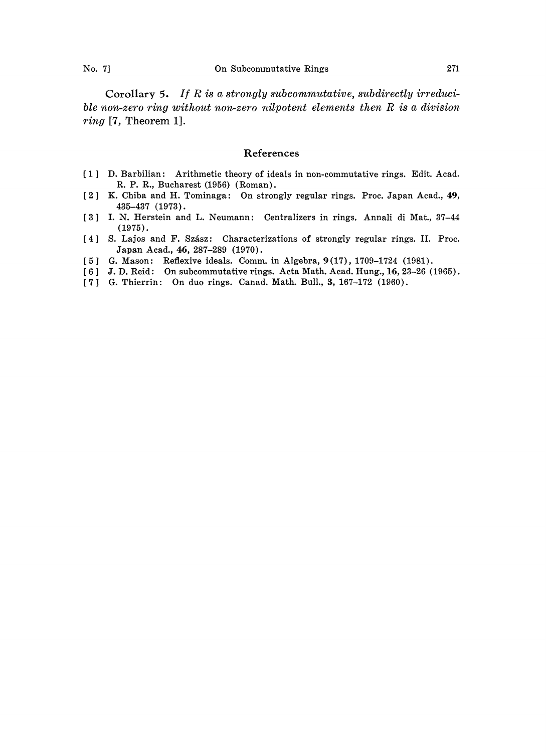**Corollary 5.** *If $R$ is a strongly subcommutative, subdirectly irreducible non-zero ring without non-zero nilpotent elements then $R$ is a division ring* [7, Theorem 1].

## References

[1] D. Barbilian: Arithmetic theory of ideals in non-commutative rings. Edit. Acad. R. P. R., Bucharest (1956) (Roman).

[2] K. Chiba and H. Tominaga: On strongly regular rings. Proc. Japan Acad., **49**, 435–437 (1973).

[3] I. N. Herstein and L. Neumann: Centralizers in rings. Annali di Mat., 37–44 (1975).

[4] S. Lajos and F. Szász: Characterizations of strongly regular rings. II. Proc. Japan Acad., **46**, 287–289 (1970).

[5] G. Mason: Reflexive ideals. Comm. in Algebra, **9**(17), 1709–1724 (1981).

[6] J. D. Reid: On subcommutative rings. Acta Math. Acad. Hung., **16**, 23–26 (1965).

[7] G. Thierrin: On duo rings. Canad. Math. Bull., **3**, 167–172 (1960).